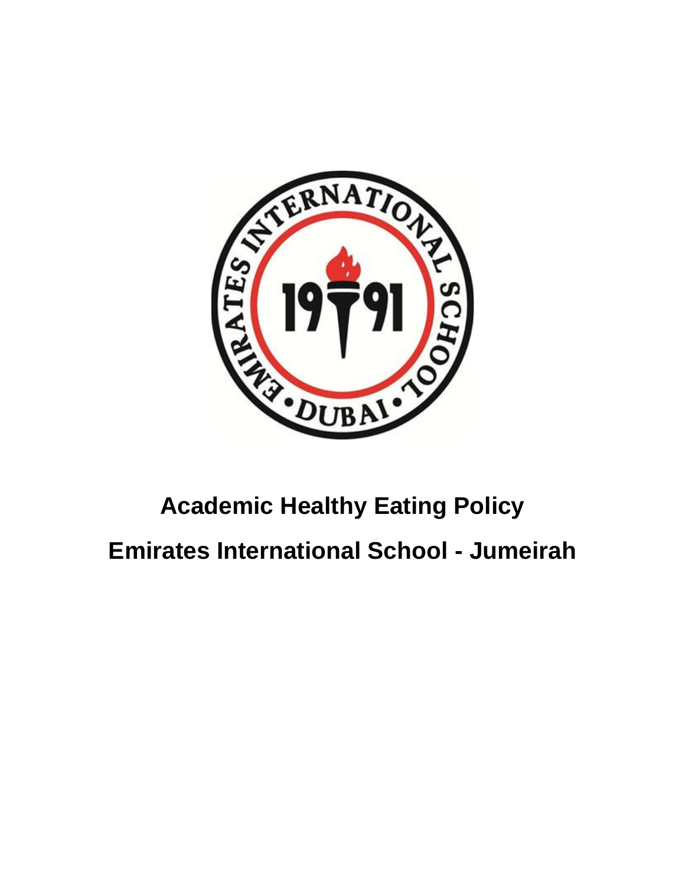# Academic Healthy Eating Policy

## Emirates International School - Jumeirah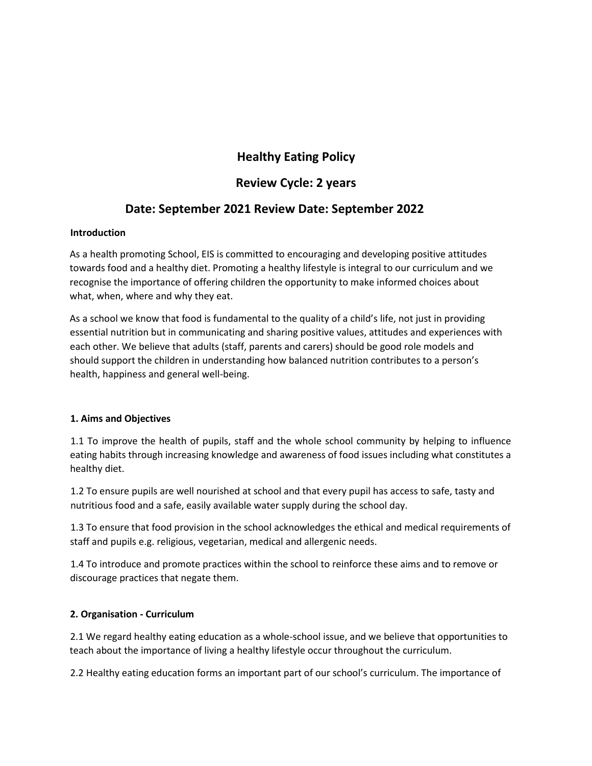# Healthy Eating Policy

## Review Cycle: 2 years

## Date: September 2021 Review Date: September 2022

**Introduction**

As a health promoting School, EIS is committed to encouraging and developing positive attitudes towards food and a healthy diet. Promoting a healthy lifestyle is integral to our curriculum and we recognise the importance of offering children the opportunity to make informed choices about what, when, where and why they eat.

As a school we know that food is fundamental to the quality of a child's life, not just in providing essential nutrition but in communicating and sharing positive values, attitudes and experiences with each other. We believe that adults (staff, parents and carers) should be good role models and should support the children in understanding how balanced nutrition contributes to a person's health, happiness and general well-being.

**1. Aims and Objectives**

1.1 To improve the health of pupils, staff and the whole school community by helping to influence eating habits through increasing knowledge and awareness of food issues including what constitutes a healthy diet.

1.2 To ensure pupils are well nourished at school and that every pupil has access to safe, tasty and nutritious food and a safe, easily available water supply during the school day.

1.3 To ensure that food provision in the school acknowledges the ethical and medical requirements of staff and pupils e.g. religious, vegetarian, medical and allergenic needs.

1.4 To introduce and promote practices within the school to reinforce these aims and to remove or discourage practices that negate them.

**2. Organisation - Curriculum**

2.1 We regard healthy eating education as a whole-school issue, and we believe that opportunities to teach about the importance of living a healthy lifestyle occur throughout the curriculum.

2.2 Healthy eating education forms an important part of our school's curriculum. The importance of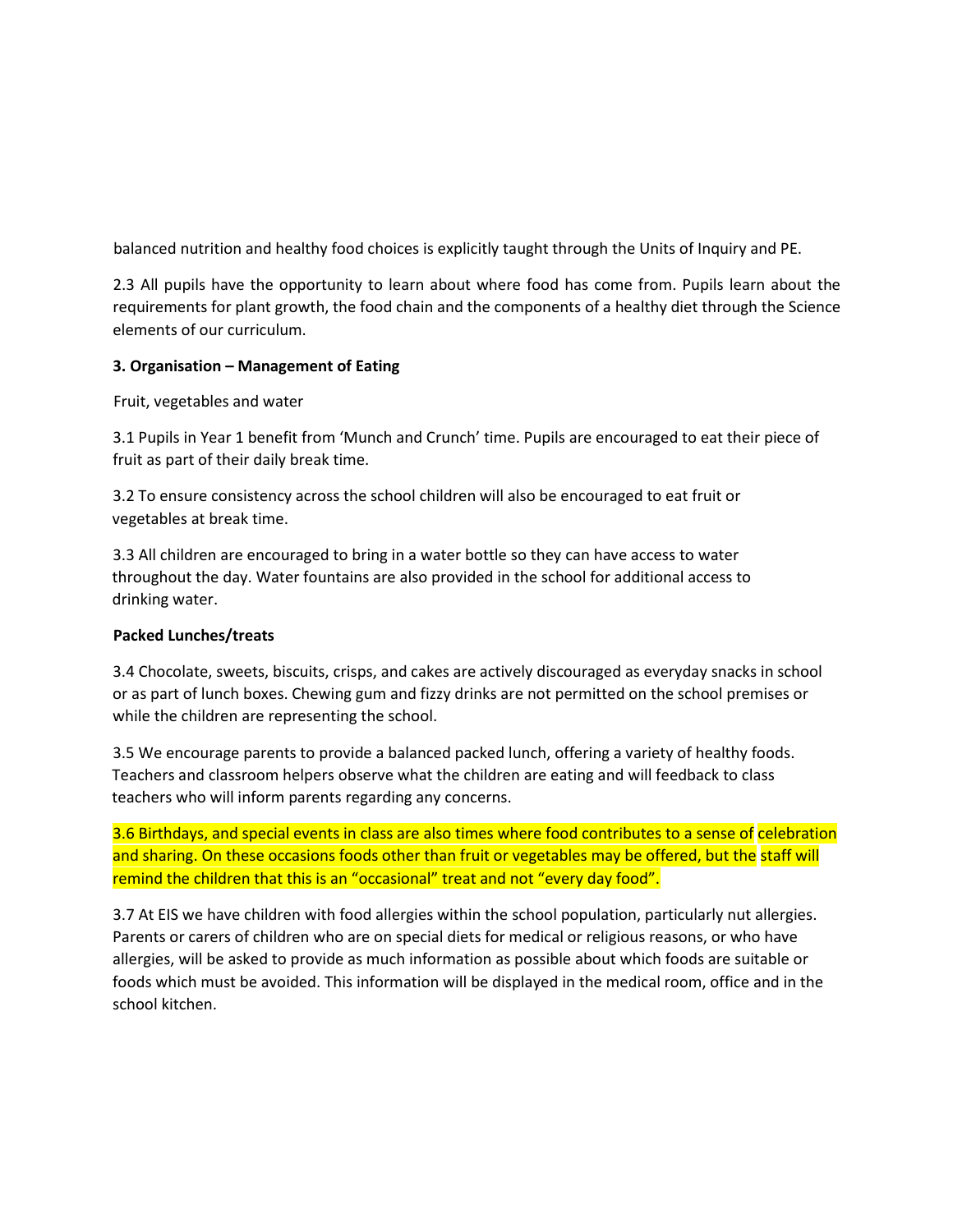balanced nutrition and healthy food choices is explicitly taught through the Units of Inquiry and PE.

2.3 All pupils have the opportunity to learn about where food has come from. Pupils learn about the requirements for plant growth, the food chain and the components of a healthy diet through the Science elements of our curriculum.

**3. Organisation – Management of Eating**

Fruit, vegetables and water

3.1 Pupils in Year 1 benefit from 'Munch and Crunch' time. Pupils are encouraged to eat their piece of fruit as part of their daily break time.

3.2 To ensure consistency across the school children will also be encouraged to eat fruit or vegetables at break time.

3.3 All children are encouraged to bring in a water bottle so they can have access to water throughout the day. Water fountains are also provided in the school for additional access to drinking water.

**Packed Lunches/treats**

3.4 Chocolate, sweets, biscuits, crisps, and cakes are actively discouraged as everyday snacks in school or as part of lunch boxes. Chewing gum and fizzy drinks are not permitted on the school premises or while the children are representing the school.

3.5 We encourage parents to provide a balanced packed lunch, offering a variety of healthy foods. Teachers and classroom helpers observe what the children are eating and will feedback to class teachers who will inform parents regarding any concerns.

3.6 Birthdays, and special events in class are also times where food contributes to a sense of celebration and sharing. On these occasions foods other than fruit or vegetables may be offered, but the staff will remind the children that this is an "occasional" treat and not "every day food".

3.7 At EIS we have children with food allergies within the school population, particularly nut allergies. Parents or carers of children who are on special diets for medical or religious reasons, or who have allergies, will be asked to provide as much information as possible about which foods are suitable or foods which must be avoided. This information will be displayed in the medical room, office and in the school kitchen.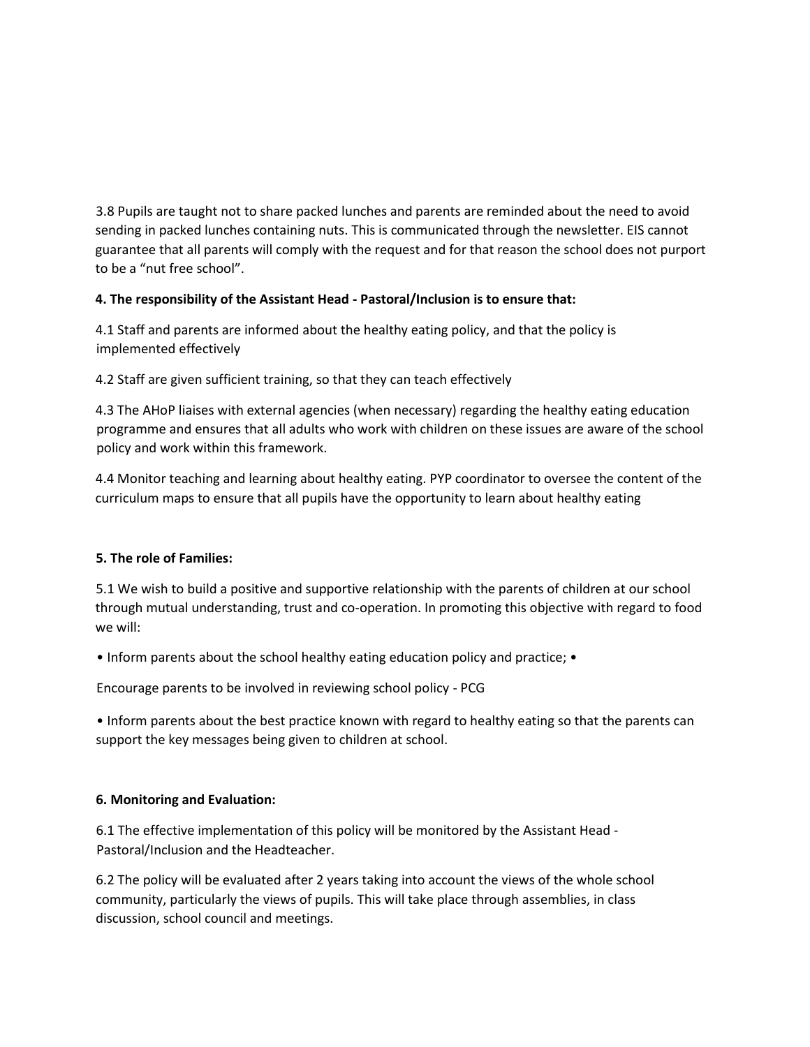3.8 Pupils are taught not to share packed lunches and parents are reminded about the need to avoid sending in packed lunches containing nuts. This is communicated through the newsletter. EIS cannot guarantee that all parents will comply with the request and for that reason the school does not purport to be a "nut free school".

**4. The responsibility of the Assistant Head - Pastoral/Inclusion is to ensure that:**

4.1 Staff and parents are informed about the healthy eating policy, and that the policy is implemented effectively

4.2 Staff are given sufficient training, so that they can teach effectively

4.3 The AHoP liaises with external agencies (when necessary) regarding the healthy eating education programme and ensures that all adults who work with children on these issues are aware of the school policy and work within this framework.

4.4 Monitor teaching and learning about healthy eating. PYP coordinator to oversee the content of the curriculum maps to ensure that all pupils have the opportunity to learn about healthy eating

**5. The role of Families:**

5.1 We wish to build a positive and supportive relationship with the parents of children at our school through mutual understanding, trust and co-operation. In promoting this objective with regard to food we will:

• Inform parents about the school healthy eating education policy and practice; •

Encourage parents to be involved in reviewing school policy - PCG

• Inform parents about the best practice known with regard to healthy eating so that the parents can support the key messages being given to children at school.

**6. Monitoring and Evaluation:**

6.1 The effective implementation of this policy will be monitored by the Assistant Head - Pastoral/Inclusion and the Headteacher.

6.2 The policy will be evaluated after 2 years taking into account the views of the whole school community, particularly the views of pupils. This will take place through assemblies, in class discussion, school council and meetings.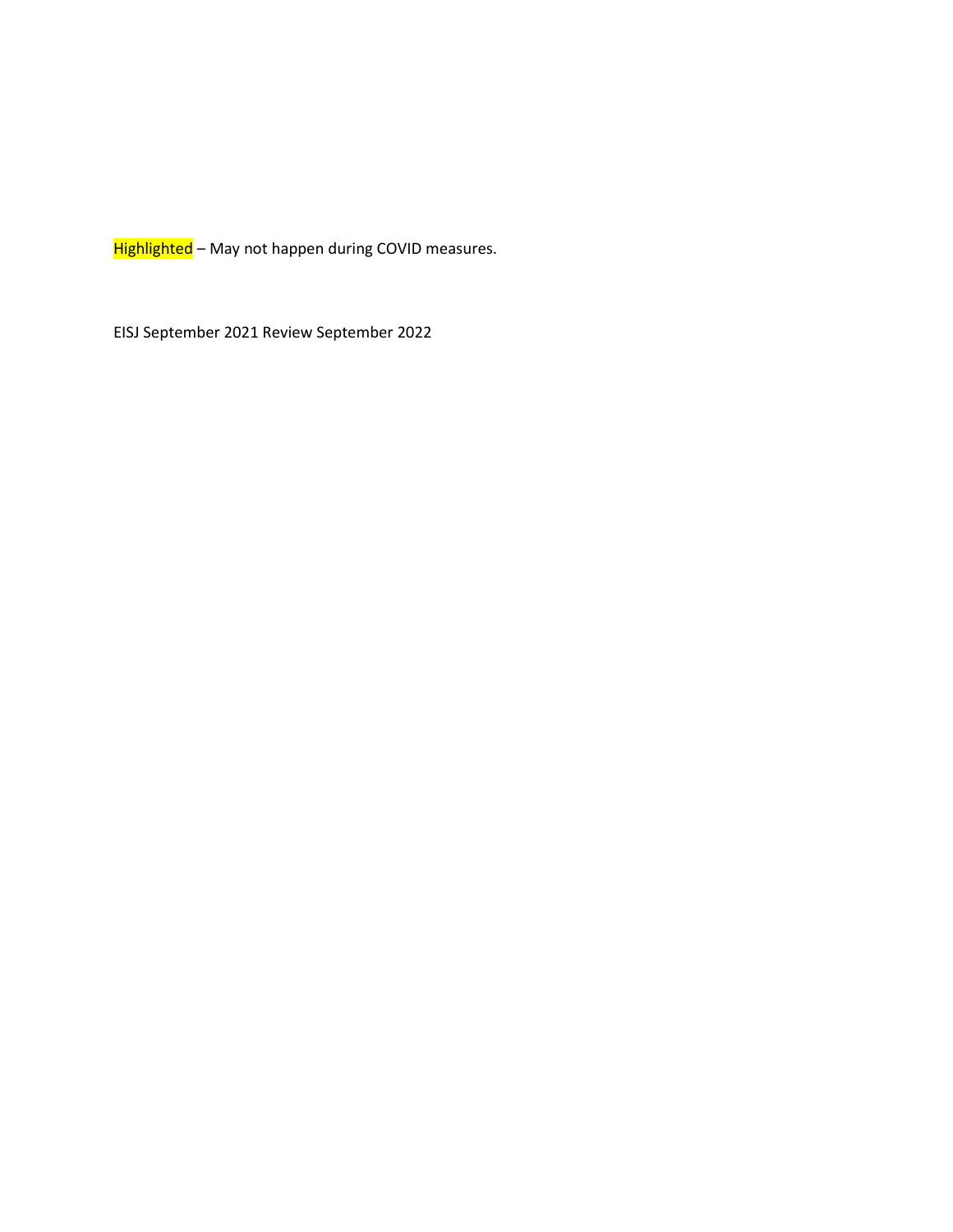Highlighted – May not happen during COVID measures.

EISJ September 2021 Review September 2022